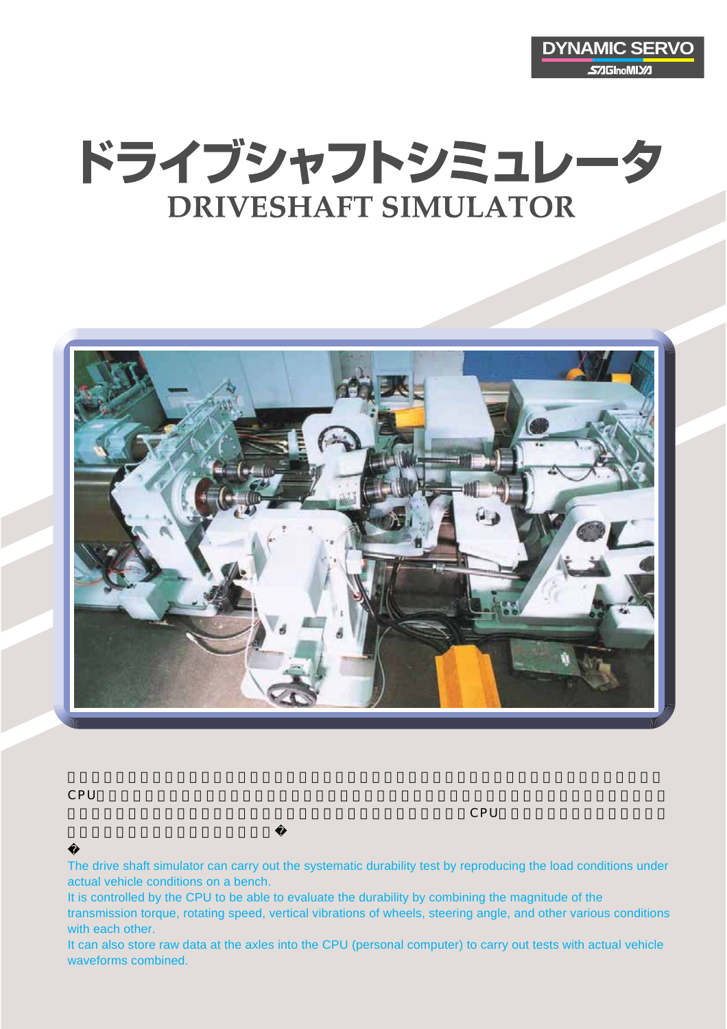DYNAMIC SERVO

SAGInoMIYA

# ドライブシャフトシミュレータ
# DRIVESHAFT SIMULATOR

The drive shaft simulator can carry out the systematic durability test by reproducing the load conditions under actual vehicle conditions on a bench.

It is controlled by the CPU to be able to evaluate the durability by combining the magnitude of the transmission torque, rotating speed, vertical vibrations of wheels, steering angle, and other various conditions with each other.

It can also store raw data at the axles into the CPU (personal computer) to carry out tests with actual vehicle waveforms combined.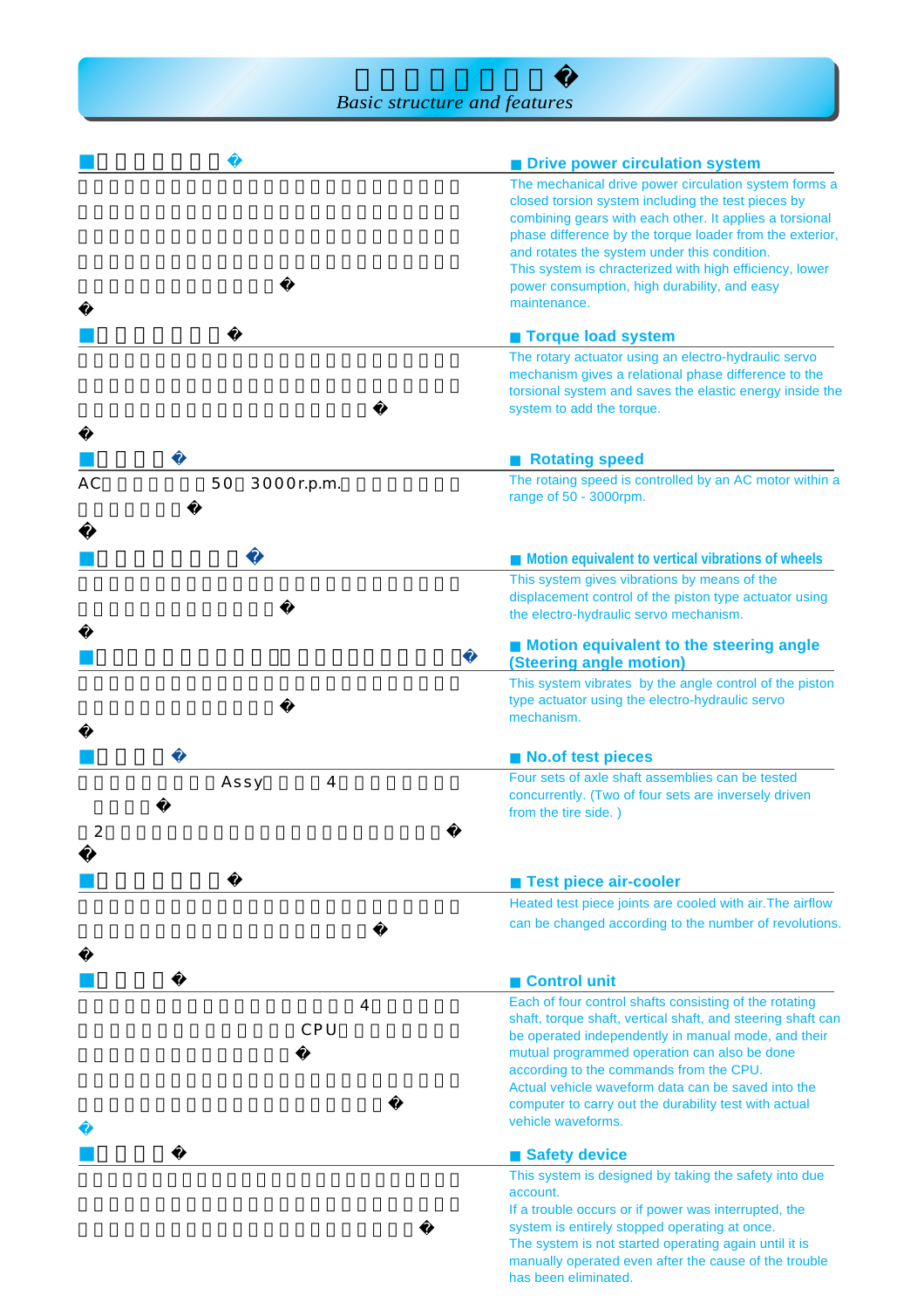# Basic structure and features

## Drive power circulation system

The mechanical drive power circulation system forms a closed torsion system including the test pieces by combining gears with each other. It applies a torsional phase difference by the torque loader from the exterior, and rotates the system under this condition.
This system is chracterized with high efficiency, lower power consumption, high durability, and easy maintenance.

## Torque load system

The rotary actuator using an electro-hydraulic servo mechanism gives a relational phase difference to the torsional system and saves the elastic energy inside the system to add the torque.

## Rotating speed

The rotaing speed is controlled by an AC motor within a range of 50 - 3000rpm.

## Motion equivalent to vertical vibrations of wheels

This system gives vibrations by means of the displacement control of the piston type actuator using the electro-hydraulic servo mechanism.

## Motion equivalent to the steering angle (Steering angle motion)

This system vibrates by the angle control of the piston type actuator using the electro-hydraulic servo mechanism.

## No.of test pieces

Four sets of axle shaft assemblies can be tested concurrently. (Two of four sets are inversely driven from the tire side. )

## Test piece air-cooler

Heated test piece joints are cooled with air.The airflow can be changed according to the number of revolutions.

## Control unit

Each of four control shafts consisting of the rotating shaft, torque shaft, vertical shaft, and steering shaft can be operated independently in manual mode, and their mutual programmed operation can also be done according to the commands from the CPU.
Actual vehicle waveform data can be saved into the computer to carry out the durability test with actual vehicle waveforms.

## Safety device

This system is designed by taking the safety into due account.
If a trouble occurs or if power was interrupted, the system is entirely stopped operating at once.
The system is not started operating again until it is manually operated even after the cause of the trouble has been eliminated.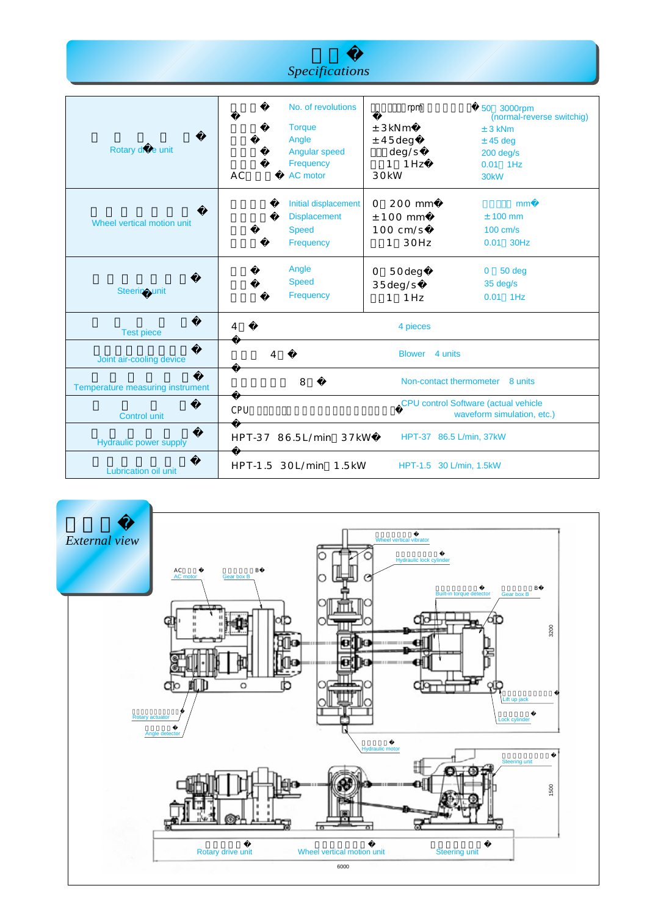# Specifications

| | | | |
|---|---|---|---|
| Rotary drive unit | No. of revolutions | rpm | 50～3000rpm (normal-reverse switchig) |
| | Torque | ±3kNm | ±3 kNm |
| | Angle | ±45deg | ±45 deg |
| | Angular speed | deg/s | 200 deg/s |
| | Frequency | 1～1Hz | 0.01～1Hz |
| | AC motor | 30kW | 30kW |
| Wheel vertical motion unit | Initial displacement | 0～200 mm | mm |
| | Displacement | ±100 mm | ±100 mm |
| | Speed | 100 cm/s | 100 cm/s |
| | Frequency | 1～30Hz | 0.01～30Hz |
| Steering unit | Angle | 0～50deg | 0～50 deg |
| | Speed | 35deg/s | 35 deg/s |
| | Frequency | 1～1Hz | 0.01～1Hz |
| Test piece | 4 | 4 pieces | |
| Joint air-cooling device | 4 | Blower 4 units | |
| Temperature measuring instrument | 8 | Non-contact thermometer 8 units | |
| Control unit | CPU | CPU control Software (actual vehicle waveform simulation, etc.) | |
| Hydraulic power supply | HPT-37 86.5L/min 37kW | HPT-37 86.5 L/min, 37kW | |
| Lubrication oil unit | HPT-1.5 30L/min 1.5kW | HPT-1.5 30 L/min, 1.5kW | |

# External view

AC motor, Gear box B, Wheel vertical vibrator, Hydraulic lock cylinder, Built-in torque detector, Gear box B, Lift up jack, Lock cylinder, Rotary actuator, Angle detector, Hydraulic motor, Steering unit

3200, 1500, 6000

Rotary drive unit — Wheel vertical motion unit — Steering unit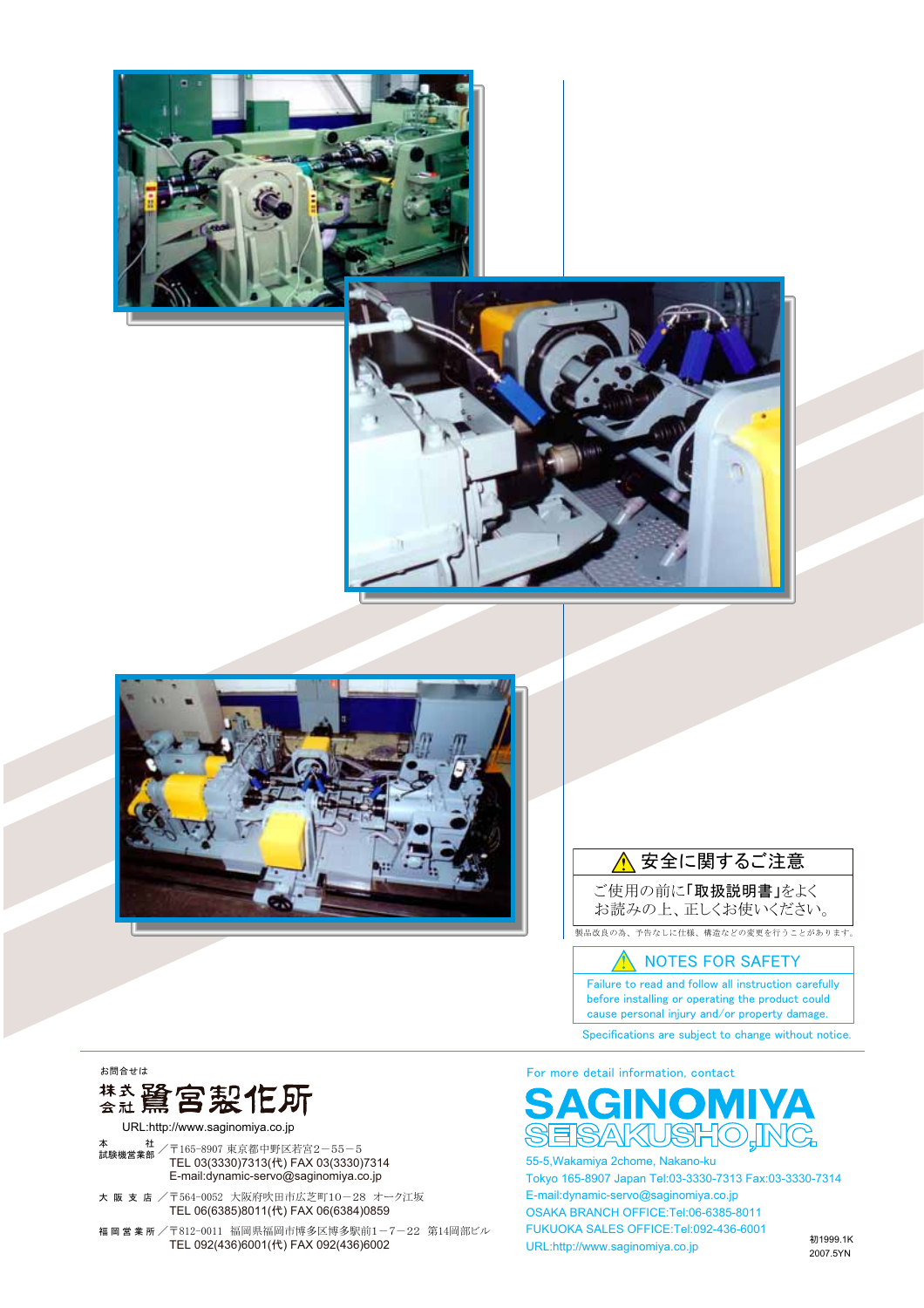## ⚠ 安全に関するご注意

ご使用の前に「**取扱説明書**」をよく
お読みの上、正しくお使いください。

製品改良の為、予告なしに仕様、構造などの変更を行うことがあります。

## ⚠ NOTES FOR SAFETY

Failure to read and follow all instruction carefully before installing or operating the product could cause personal injury and/or property damage.

Specifications are subject to change without notice.

お問合せは

**株式会社 鷺宮製作所**

URL:http://www.saginomiya.co.jp

本社 試験機営業部／〒165-8907 東京都中野区若宮2－55－5
TEL 03(3330)7313(代) FAX 03(3330)7314
E-mail:dynamic-servo@saginomiya.co.jp

大阪支店／〒564-0052 大阪府吹田市広芝町10－28 オーク江坂
TEL 06(6385)8011(代) FAX 06(6384)0859

福岡営業所／〒812-0011 福岡県福岡市博多区博多駅前1－7－22 第14岡部ビル
TEL 092(436)6001(代) FAX 092(436)6002

For more detail information, contact

**SAGINOMIYA SEISAKUSHO,INC.**

55-5,Wakamiya 2chome, Nakano-ku
Tokyo 165-8907 Japan Tel:03-3330-7313 Fax:03-3330-7314
E-mail:dynamic-servo@saginomiya.co.jp
OSAKA BRANCH OFFICE:Tel:06-6385-8011
FUKUOKA SALES OFFICE:Tel:092-436-6001
URL:http://www.saginomiya.co.jp

初1999.1K
2007.5YN